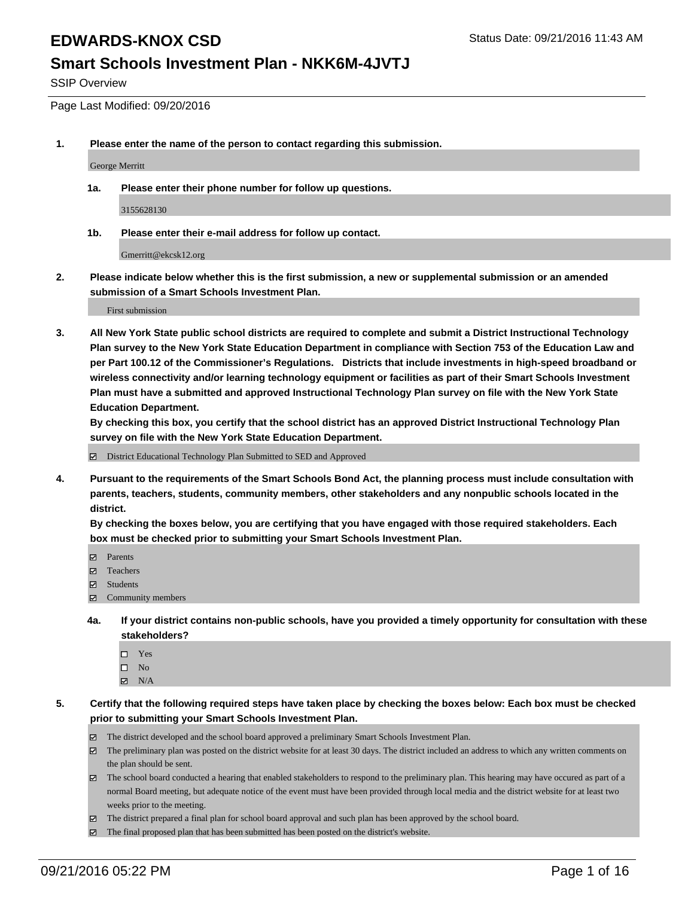# EDWARDS-KNOX CSD

Status Date: 09/21/2016 11:43 AM

## Smart Schools Investment Plan - NKK6M-4JVTJ

SSIP Overview

Page Last Modified: 09/20/2016

**1. Please enter the name of the person to contact regarding this submission.**

George Merritt

**1a. Please enter their phone number for follow up questions.**

3155628130

**1b. Please enter their e-mail address for follow up contact.**

Gmerritt@ekcsk12.org

**2. Please indicate below whether this is the first submission, a new or supplemental submission or an amended submission of a Smart Schools Investment Plan.**

First submission

**3. All New York State public school districts are required to complete and submit a District Instructional Technology Plan survey to the New York State Education Department in compliance with Section 753 of the Education Law and per Part 100.12 of the Commissioner's Regulations. Districts that include investments in high-speed broadband or wireless connectivity and/or learning technology equipment or facilities as part of their Smart Schools Investment Plan must have a submitted and approved Instructional Technology Plan survey on file with the New York State Education Department.**
**By checking this box, you certify that the school district has an approved District Instructional Technology Plan survey on file with the New York State Education Department.**

- [x] District Educational Technology Plan Submitted to SED and Approved

**4. Pursuant to the requirements of the Smart Schools Bond Act, the planning process must include consultation with parents, teachers, students, community members, other stakeholders and any nonpublic schools located in the district.**
**By checking the boxes below, you are certifying that you have engaged with those required stakeholders. Each box must be checked prior to submitting your Smart Schools Investment Plan.**

- [x] Parents
- [x] Teachers
- [x] Students
- [x] Community members

**4a. If your district contains non-public schools, have you provided a timely opportunity for consultation with these stakeholders?**

- [ ] Yes
- [ ] No
- [x] N/A

**5. Certify that the following required steps have taken place by checking the boxes below: Each box must be checked prior to submitting your Smart Schools Investment Plan.**

- [x] The district developed and the school board approved a preliminary Smart Schools Investment Plan.
- [x] The preliminary plan was posted on the district website for at least 30 days. The district included an address to which any written comments on the plan should be sent.
- [x] The school board conducted a hearing that enabled stakeholders to respond to the preliminary plan. This hearing may have occured as part of a normal Board meeting, but adequate notice of the event must have been provided through local media and the district website for at least two weeks prior to the meeting.
- [x] The district prepared a final plan for school board approval and such plan has been approved by the school board.
- [x] The final proposed plan that has been submitted has been posted on the district's website.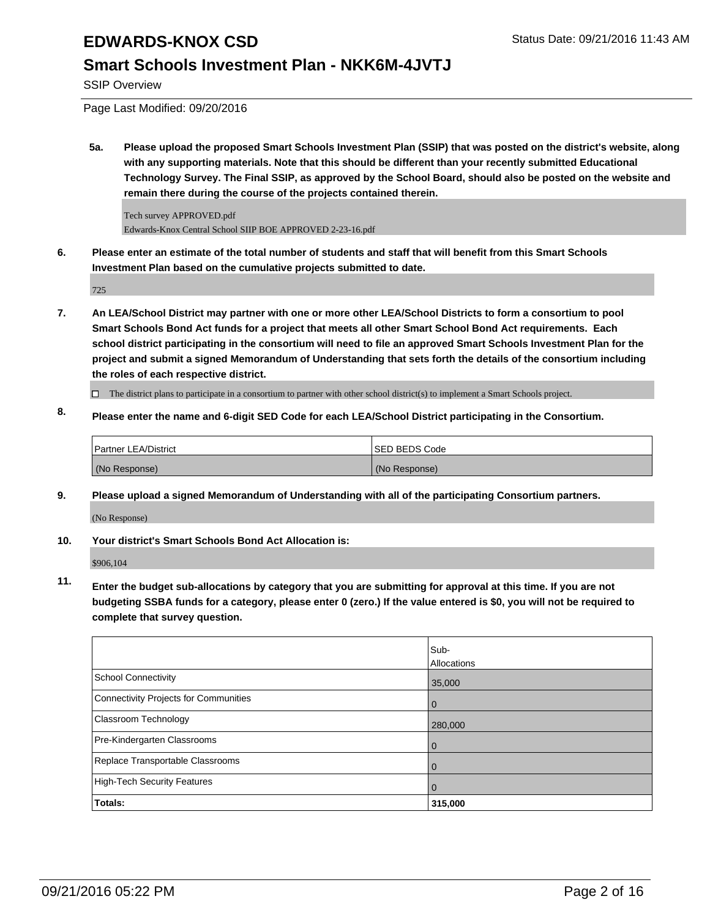SSIP Overview

Page Last Modified: 09/20/2016

**5a. Please upload the proposed Smart Schools Investment Plan (SSIP) that was posted on the district's website, along with any supporting materials. Note that this should be different than your recently submitted Educational Technology Survey. The Final SSIP, as approved by the School Board, should also be posted on the website and remain there during the course of the projects contained therein.**

Tech survey APPROVED.pdf
Edwards-Knox Central School SIIP BOE APPROVED 2-23-16.pdf

**6. Please enter an estimate of the total number of students and staff that will benefit from this Smart Schools Investment Plan based on the cumulative projects submitted to date.**

725

**7. An LEA/School District may partner with one or more other LEA/School Districts to form a consortium to pool Smart Schools Bond Act funds for a project that meets all other Smart School Bond Act requirements. Each school district participating in the consortium will need to file an approved Smart Schools Investment Plan for the project and submit a signed Memorandum of Understanding that sets forth the details of the consortium including the roles of each respective district.**

☐ The district plans to participate in a consortium to partner with other school district(s) to implement a Smart Schools project.

**8. Please enter the name and 6-digit SED Code for each LEA/School District participating in the Consortium.**

| Partner LEA/District | SED BEDS Code |
|---|---|
| (No Response) | (No Response) |

**9. Please upload a signed Memorandum of Understanding with all of the participating Consortium partners.**

(No Response)

**10. Your district's Smart Schools Bond Act Allocation is:**

$906,104

**11. Enter the budget sub-allocations by category that you are submitting for approval at this time. If you are not budgeting SSBA funds for a category, please enter 0 (zero.) If the value entered is $0, you will not be required to complete that survey question.**

| | Sub-Allocations |
|---|---|
| School Connectivity | 35,000 |
| Connectivity Projects for Communities | 0 |
| Classroom Technology | 280,000 |
| Pre-Kindergarten Classrooms | 0 |
| Replace Transportable Classrooms | 0 |
| High-Tech Security Features | 0 |
| **Totals:** | **315,000** |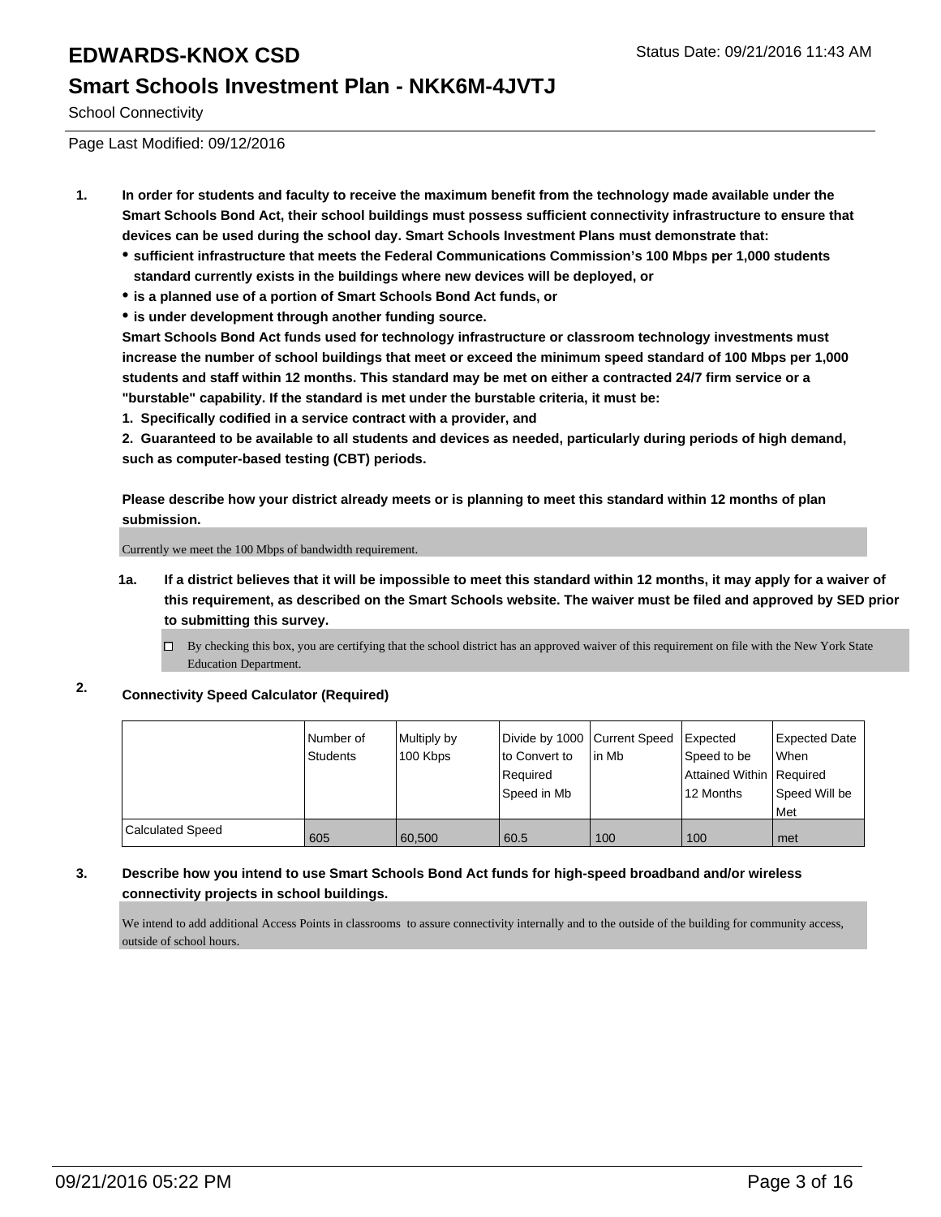# EDWARDS-KNOX CSD

## Smart Schools Investment Plan - NKK6M-4JVTJ

School Connectivity

Page Last Modified: 09/12/2016

1. **In order for students and faculty to receive the maximum benefit from the technology made available under the Smart Schools Bond Act, their school buildings must possess sufficient connectivity infrastructure to ensure that devices can be used during the school day. Smart Schools Investment Plans must demonstrate that:**
   - **sufficient infrastructure that meets the Federal Communications Commission's 100 Mbps per 1,000 students standard currently exists in the buildings where new devices will be deployed, or**
   - **is a planned use of a portion of Smart Schools Bond Act funds, or**
   - **is under development through another funding source.**

   **Smart Schools Bond Act funds used for technology infrastructure or classroom technology investments must increase the number of school buildings that meet or exceed the minimum speed standard of 100 Mbps per 1,000 students and staff within 12 months. This standard may be met on either a contracted 24/7 firm service or a "burstable" capability. If the standard is met under the burstable criteria, it must be:**

   **1. Specifically codified in a service contract with a provider, and**

   **2. Guaranteed to be available to all students and devices as needed, particularly during periods of high demand, such as computer-based testing (CBT) periods.**

   **Please describe how your district already meets or is planning to meet this standard within 12 months of plan submission.**

   Currently we meet the 100 Mbps of bandwidth requirement.

   1a. **If a district believes that it will be impossible to meet this standard within 12 months, it may apply for a waiver of this requirement, as described on the Smart Schools website. The waiver must be filed and approved by SED prior to submitting this survey.**

   - [ ] By checking this box, you are certifying that the school district has an approved waiver of this requirement on file with the New York State Education Department.

2. **Connectivity Speed Calculator (Required)**

| | Number of Students | Multiply by 100 Kbps | Divide by 1000 to Convert to Required Speed in Mb | Current Speed in Mb | Expected Speed to be Attained Within 12 Months | Expected Date When Required Speed Will be Met |
|---|---|---|---|---|---|---|
| Calculated Speed | 605 | 60,500 | 60.5 | 100 | 100 | met |

3. **Describe how you intend to use Smart Schools Bond Act funds for high-speed broadband and/or wireless connectivity projects in school buildings.**

   We intend to add additional Access Points in classrooms to assure connectivity internally and to the outside of the building for community access, outside of school hours.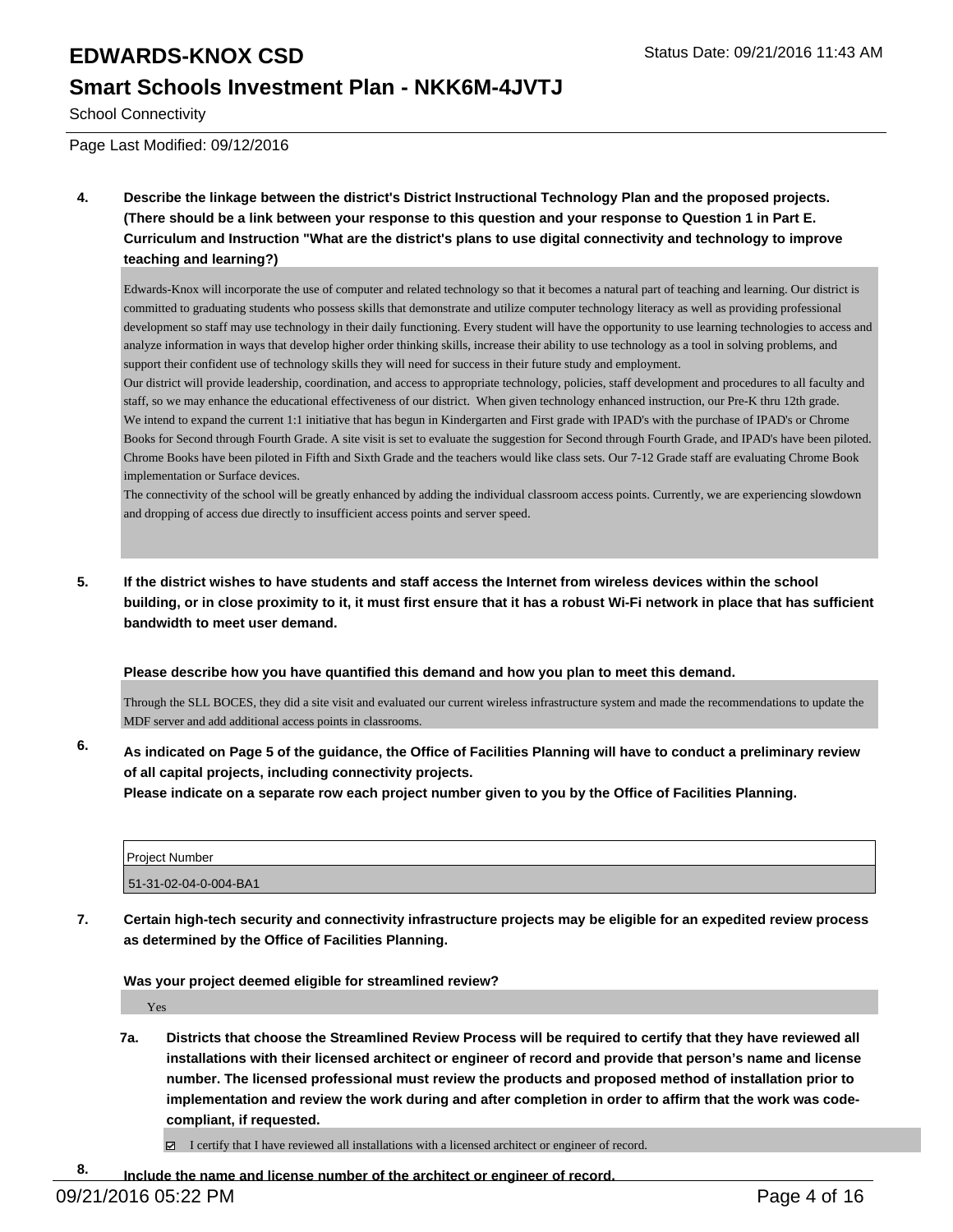**4. Describe the linkage between the district's District Instructional Technology Plan and the proposed projects. (There should be a link between your response to this question and your response to Question 1 in Part E. Curriculum and Instruction "What are the district's plans to use digital connectivity and technology to improve teaching and learning?)**

Edwards-Knox will incorporate the use of computer and related technology so that it becomes a natural part of teaching and learning. Our district is committed to graduating students who possess skills that demonstrate and utilize computer technology literacy as well as providing professional development so staff may use technology in their daily functioning. Every student will have the opportunity to use learning technologies to access and analyze information in ways that develop higher order thinking skills, increase their ability to use technology as a tool in solving problems, and support their confident use of technology skills they will need for success in their future study and employment.

Our district will provide leadership, coordination, and access to appropriate technology, policies, staff development and procedures to all faculty and staff, so we may enhance the educational effectiveness of our district. When given technology enhanced instruction, our Pre-K thru 12th grade.

We intend to expand the current 1:1 initiative that has begun in Kindergarten and First grade with IPAD's with the purchase of IPAD's or Chrome Books for Second through Fourth Grade. A site visit is set to evaluate the suggestion for Second through Fourth Grade, and IPAD's have been piloted. Chrome Books have been piloted in Fifth and Sixth Grade and the teachers would like class sets. Our 7-12 Grade staff are evaluating Chrome Book implementation or Surface devices.

The connectivity of the school will be greatly enhanced by adding the individual classroom access points. Currently, we are experiencing slowdown and dropping of access due directly to insufficient access points and server speed.

**5. If the district wishes to have students and staff access the Internet from wireless devices within the school building, or in close proximity to it, it must first ensure that it has a robust Wi-Fi network in place that has sufficient bandwidth to meet user demand.**

**Please describe how you have quantified this demand and how you plan to meet this demand.**

Through the SLL BOCES, they did a site visit and evaluated our current wireless infrastructure system and made the recommendations to update the MDF server and add additional access points in classrooms.

**6. As indicated on Page 5 of the guidance, the Office of Facilities Planning will have to conduct a preliminary review of all capital projects, including connectivity projects.**
**Please indicate on a separate row each project number given to you by the Office of Facilities Planning.**

| Project Number |
|---|
| 51-31-02-04-0-004-BA1 |

**7. Certain high-tech security and connectivity infrastructure projects may be eligible for an expedited review process as determined by the Office of Facilities Planning.**

**Was your project deemed eligible for streamlined review?**

Yes

**7a. Districts that choose the Streamlined Review Process will be required to certify that they have reviewed all installations with their licensed architect or engineer of record and provide that person's name and license number. The licensed professional must review the products and proposed method of installation prior to implementation and review the work during and after completion in order to affirm that the work was code-compliant, if requested.**

☑ I certify that I have reviewed all installations with a licensed architect or engineer of record.

**8. Include the name and license number of the architect or engineer of record.**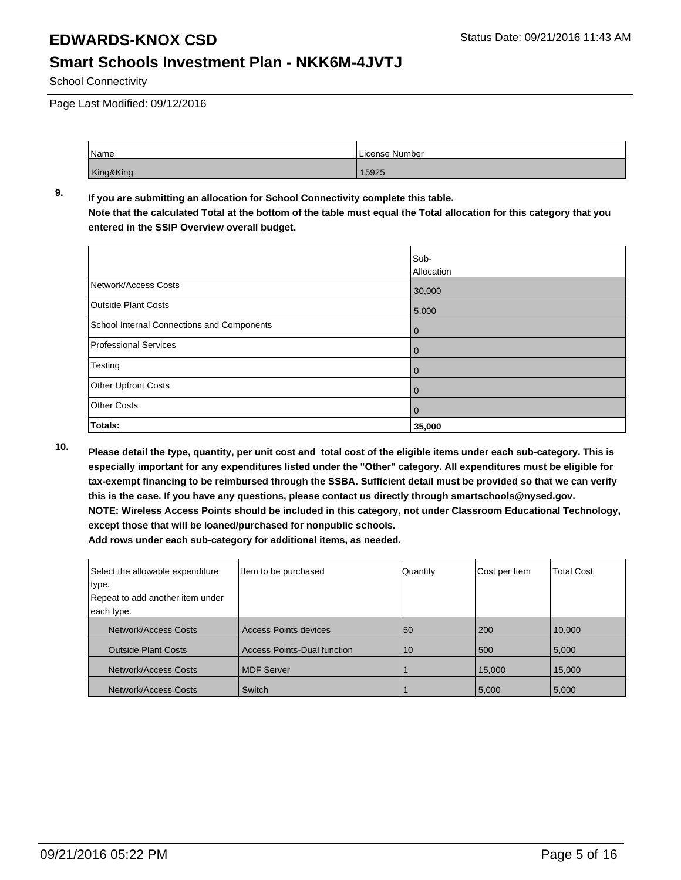# EDWARDS-KNOX CSD

Status Date: 09/21/2016 11:43 AM

## Smart Schools Investment Plan - NKK6M-4JVTJ

School Connectivity

Page Last Modified: 09/12/2016

| Name | License Number |
|---|---|
| King&King | 15925 |

**9. If you are submitting an allocation for School Connectivity complete this table. Note that the calculated Total at the bottom of the table must equal the Total allocation for this category that you entered in the SSIP Overview overall budget.**

| | Sub-Allocation |
|---|---|
| Network/Access Costs | 30,000 |
| Outside Plant Costs | 5,000 |
| School Internal Connections and Components | 0 |
| Professional Services | 0 |
| Testing | 0 |
| Other Upfront Costs | 0 |
| Other Costs | 0 |
| **Totals:** | **35,000** |

**10. Please detail the type, quantity, per unit cost and total cost of the eligible items under each sub-category. This is especially important for any expenditures listed under the "Other" category. All expenditures must be eligible for tax-exempt financing to be reimbursed through the SSBA. Sufficient detail must be provided so that we can verify this is the case. If you have any questions, please contact us directly through smartschools@nysed.gov. NOTE: Wireless Access Points should be included in this category, not under Classroom Educational Technology, except those that will be loaned/purchased for nonpublic schools. Add rows under each sub-category for additional items, as needed.**

| Select the allowable expenditure type. Repeat to add another item under each type. | Item to be purchased | Quantity | Cost per Item | Total Cost |
|---|---|---|---|---|
| Network/Access Costs | Access Points devices | 50 | 200 | 10,000 |
| Outside Plant Costs | Access Points-Dual function | 10 | 500 | 5,000 |
| Network/Access Costs | MDF Server | 1 | 15,000 | 15,000 |
| Network/Access Costs | Switch | 1 | 5,000 | 5,000 |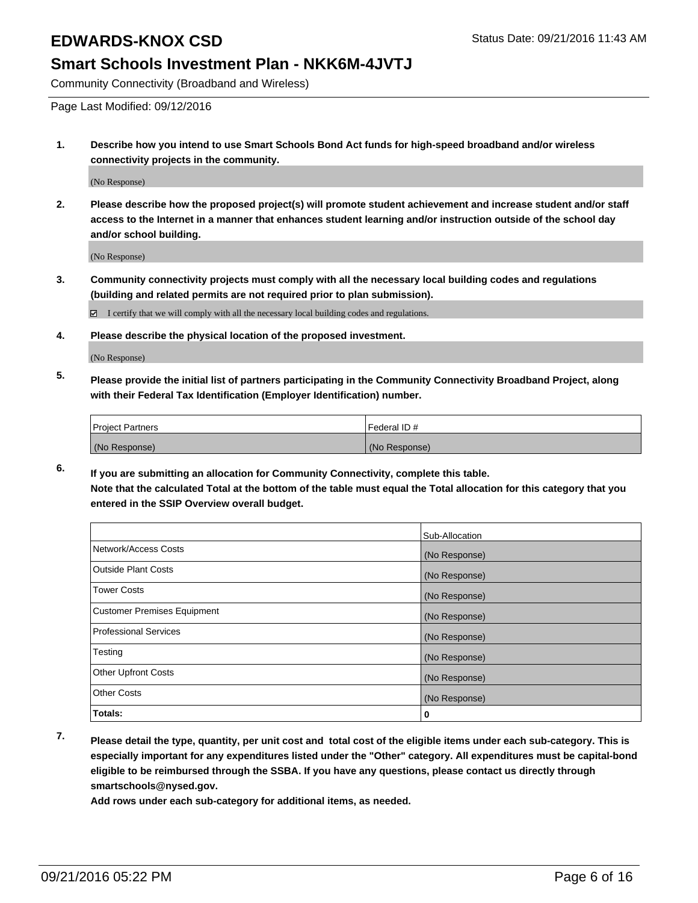# EDWARDS-KNOX CSD

Status Date: 09/21/2016 11:43 AM

## Smart Schools Investment Plan - NKK6M-4JVTJ

Community Connectivity (Broadband and Wireless)

Page Last Modified: 09/12/2016

**1. Describe how you intend to use Smart Schools Bond Act funds for high-speed broadband and/or wireless connectivity projects in the community.**

(No Response)

**2. Please describe how the proposed project(s) will promote student achievement and increase student and/or staff access to the Internet in a manner that enhances student learning and/or instruction outside of the school day and/or school building.**

(No Response)

**3. Community connectivity projects must comply with all the necessary local building codes and regulations (building and related permits are not required prior to plan submission).**

☑ I certify that we will comply with all the necessary local building codes and regulations.

**4. Please describe the physical location of the proposed investment.**

(No Response)

**5. Please provide the initial list of partners participating in the Community Connectivity Broadband Project, along with their Federal Tax Identification (Employer Identification) number.**

| Project Partners | Federal ID # |
|---|---|
| (No Response) | (No Response) |

**6. If you are submitting an allocation for Community Connectivity, complete this table. Note that the calculated Total at the bottom of the table must equal the Total allocation for this category that you entered in the SSIP Overview overall budget.**

| | Sub-Allocation |
|---|---|
| Network/Access Costs | (No Response) |
| Outside Plant Costs | (No Response) |
| Tower Costs | (No Response) |
| Customer Premises Equipment | (No Response) |
| Professional Services | (No Response) |
| Testing | (No Response) |
| Other Upfront Costs | (No Response) |
| Other Costs | (No Response) |
| **Totals:** | **0** |

**7. Please detail the type, quantity, per unit cost and total cost of the eligible items under each sub-category. This is especially important for any expenditures listed under the "Other" category. All expenditures must be capital-bond eligible to be reimbursed through the SSBA. If you have any questions, please contact us directly through smartschools@nysed.gov.**

**Add rows under each sub-category for additional items, as needed.**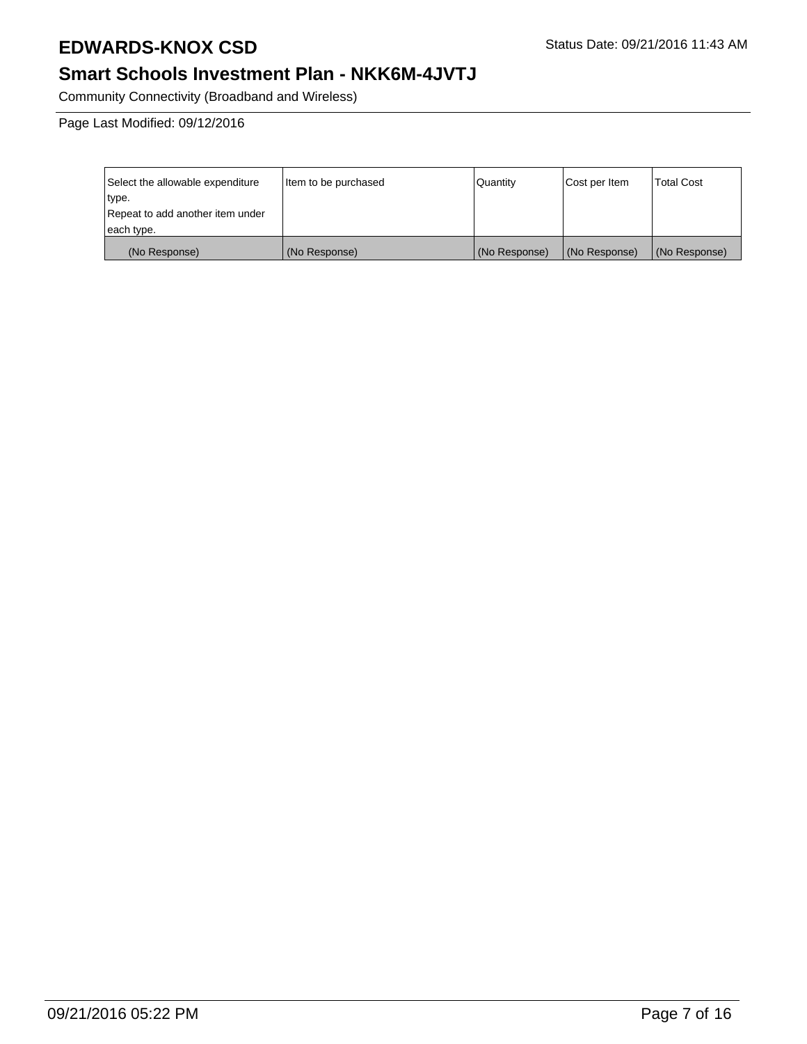# EDWARDS-KNOX CSD

Status Date: 09/21/2016 11:43 AM

## Smart Schools Investment Plan - NKK6M-4JVTJ

Community Connectivity (Broadband and Wireless)

Page Last Modified: 09/12/2016

| Select the allowable expenditure type. Repeat to add another item under each type. | Item to be purchased | Quantity | Cost per Item | Total Cost |
|---|---|---|---|---|
| (No Response) | (No Response) | (No Response) | (No Response) | (No Response) |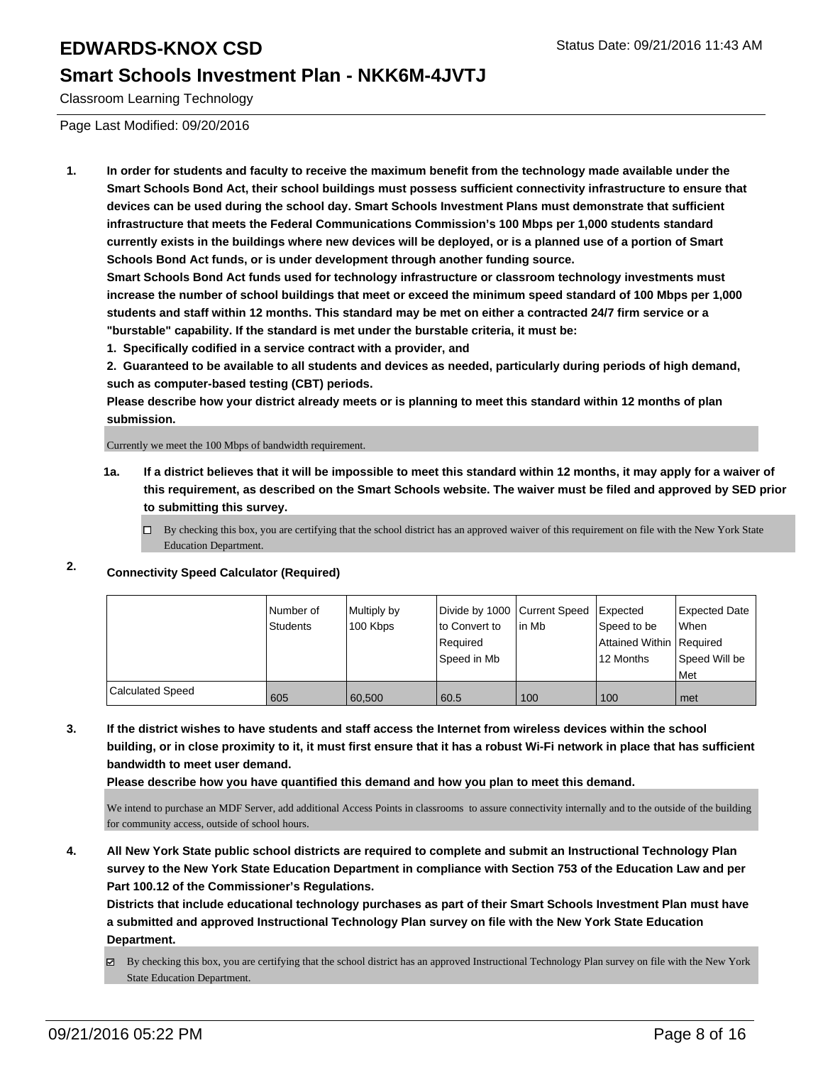# EDWARDS-KNOX CSD

## Smart Schools Investment Plan - NKK6M-4JVTJ

Classroom Learning Technology

Page Last Modified: 09/20/2016

**1. In order for students and faculty to receive the maximum benefit from the technology made available under the Smart Schools Bond Act, their school buildings must possess sufficient connectivity infrastructure to ensure that devices can be used during the school day. Smart Schools Investment Plans must demonstrate that sufficient infrastructure that meets the Federal Communications Commission's 100 Mbps per 1,000 students standard currently exists in the buildings where new devices will be deployed, or is a planned use of a portion of Smart Schools Bond Act funds, or is under development through another funding source.**

**Smart Schools Bond Act funds used for technology infrastructure or classroom technology investments must increase the number of school buildings that meet or exceed the minimum speed standard of 100 Mbps per 1,000 students and staff within 12 months. This standard may be met on either a contracted 24/7 firm service or a "burstable" capability. If the standard is met under the burstable criteria, it must be:**

**1. Specifically codified in a service contract with a provider, and**

**2. Guaranteed to be available to all students and devices as needed, particularly during periods of high demand, such as computer-based testing (CBT) periods.**

**Please describe how your district already meets or is planning to meet this standard within 12 months of plan submission.**

Currently we meet the 100 Mbps of bandwidth requirement.

**1a. If a district believes that it will be impossible to meet this standard within 12 months, it may apply for a waiver of this requirement, as described on the Smart Schools website. The waiver must be filed and approved by SED prior to submitting this survey.**

☐ By checking this box, you are certifying that the school district has an approved waiver of this requirement on file with the New York State Education Department.

**2. Connectivity Speed Calculator (Required)**

| | Number of Students | Multiply by 100 Kbps | Divide by 1000 to Convert to Required Speed in Mb | Current Speed in Mb | Expected Speed to be Attained Within 12 Months | Expected Date When Required Speed Will be Met |
|---|---|---|---|---|---|---|
| Calculated Speed | 605 | 60,500 | 60.5 | 100 | 100 | met |

**3. If the district wishes to have students and staff access the Internet from wireless devices within the school building, or in close proximity to it, it must first ensure that it has a robust Wi-Fi network in place that has sufficient bandwidth to meet user demand.**

**Please describe how you have quantified this demand and how you plan to meet this demand.**

We intend to purchase an MDF Server, add additional Access Points in classrooms to assure connectivity internally and to the outside of the building for community access, outside of school hours.

**4. All New York State public school districts are required to complete and submit an Instructional Technology Plan survey to the New York State Education Department in compliance with Section 753 of the Education Law and per Part 100.12 of the Commissioner's Regulations.**

**Districts that include educational technology purchases as part of their Smart Schools Investment Plan must have a submitted and approved Instructional Technology Plan survey on file with the New York State Education Department.**

☑ By checking this box, you are certifying that the school district has an approved Instructional Technology Plan survey on file with the New York State Education Department.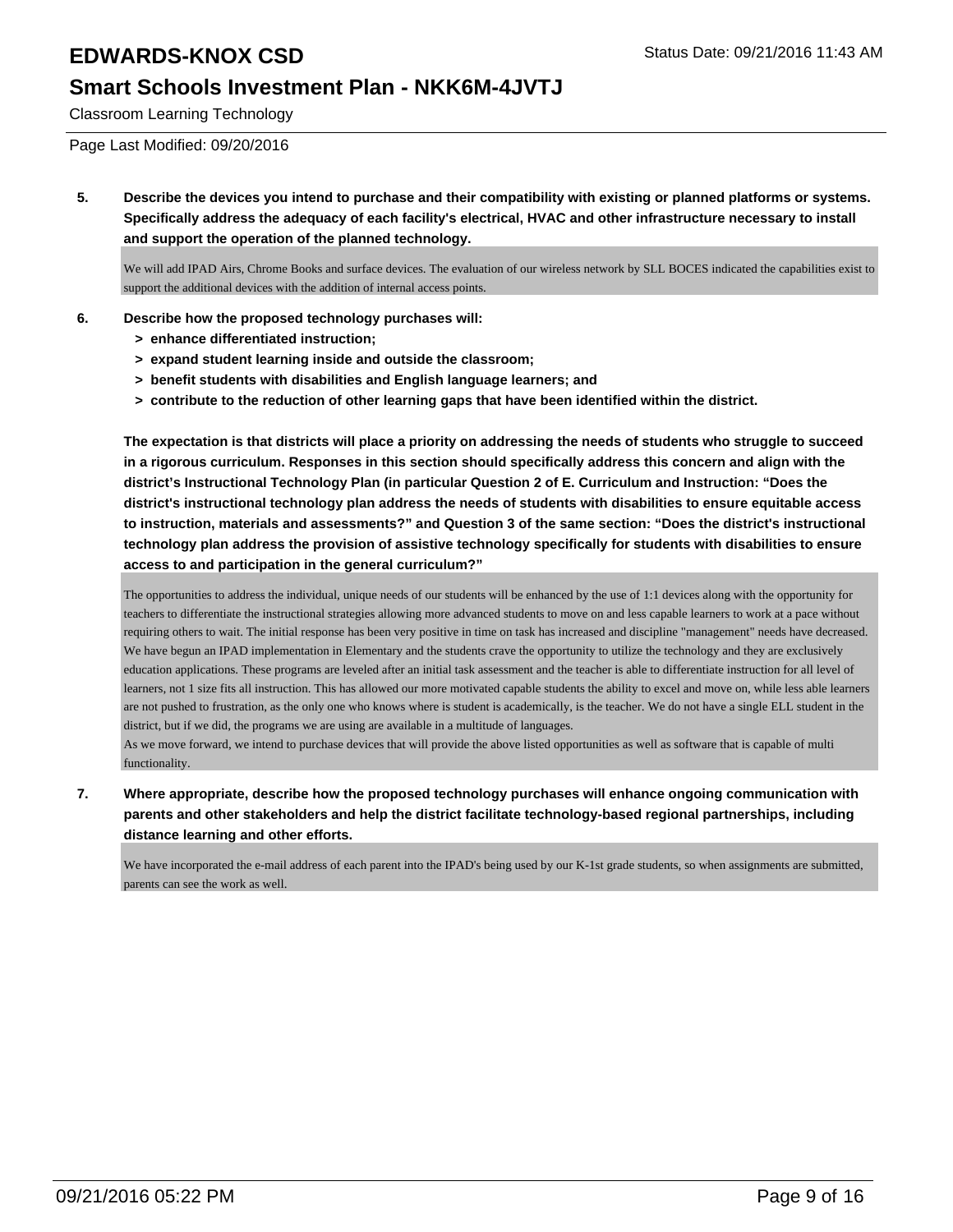**5. Describe the devices you intend to purchase and their compatibility with existing or planned platforms or systems. Specifically address the adequacy of each facility's electrical, HVAC and other infrastructure necessary to install and support the operation of the planned technology.**

We will add IPAD Airs, Chrome Books and surface devices. The evaluation of our wireless network by SLL BOCES indicated the capabilities exist to support the additional devices with the addition of internal access points.

**6. Describe how the proposed technology purchases will:**

- **> enhance differentiated instruction;**
- **> expand student learning inside and outside the classroom;**
- **> benefit students with disabilities and English language learners; and**
- **> contribute to the reduction of other learning gaps that have been identified within the district.**

**The expectation is that districts will place a priority on addressing the needs of students who struggle to succeed in a rigorous curriculum. Responses in this section should specifically address this concern and align with the district's Instructional Technology Plan (in particular Question 2 of E. Curriculum and Instruction: "Does the district's instructional technology plan address the needs of students with disabilities to ensure equitable access to instruction, materials and assessments?" and Question 3 of the same section: "Does the district's instructional technology plan address the provision of assistive technology specifically for students with disabilities to ensure access to and participation in the general curriculum?"**

The opportunities to address the individual, unique needs of our students will be enhanced by the use of 1:1 devices along with the opportunity for teachers to differentiate the instructional strategies allowing more advanced students to move on and less capable learners to work at a pace without requiring others to wait. The initial response has been very positive in time on task has increased and discipline "management" needs have decreased. We have begun an IPAD implementation in Elementary and the students crave the opportunity to utilize the technology and they are exclusively education applications. These programs are leveled after an initial task assessment and the teacher is able to differentiate instruction for all level of learners, not 1 size fits all instruction. This has allowed our more motivated capable students the ability to excel and move on, while less able learners are not pushed to frustration, as the only one who knows where is student is academically, is the teacher. We do not have a single ELL student in the district, but if we did, the programs we are using are available in a multitude of languages.
As we move forward, we intend to purchase devices that will provide the above listed opportunities as well as software that is capable of multi functionality.

**7. Where appropriate, describe how the proposed technology purchases will enhance ongoing communication with parents and other stakeholders and help the district facilitate technology-based regional partnerships, including distance learning and other efforts.**

We have incorporated the e-mail address of each parent into the IPAD's being used by our K-1st grade students, so when assignments are submitted, parents can see the work as well.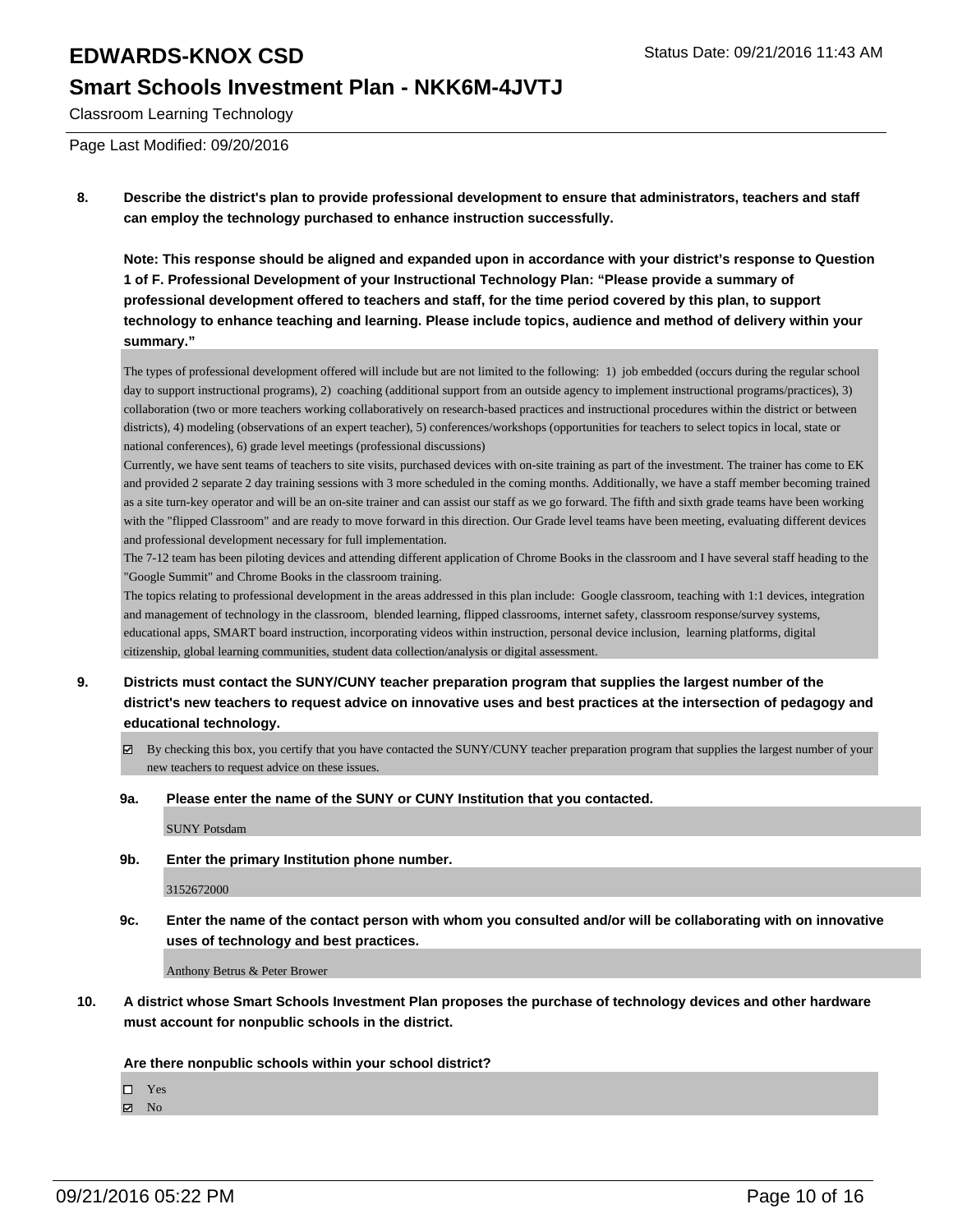**8. Describe the district's plan to provide professional development to ensure that administrators, teachers and staff can employ the technology purchased to enhance instruction successfully.**

**Note: This response should be aligned and expanded upon in accordance with your district's response to Question 1 of F. Professional Development of your Instructional Technology Plan: "Please provide a summary of professional development offered to teachers and staff, for the time period covered by this plan, to support technology to enhance teaching and learning. Please include topics, audience and method of delivery within your summary."**

The types of professional development offered will include but are not limited to the following: 1) job embedded (occurs during the regular school day to support instructional programs), 2) coaching (additional support from an outside agency to implement instructional programs/practices), 3) collaboration (two or more teachers working collaboratively on research-based practices and instructional procedures within the district or between districts), 4) modeling (observations of an expert teacher), 5) conferences/workshops (opportunities for teachers to select topics in local, state or national conferences), 6) grade level meetings (professional discussions)

Currently, we have sent teams of teachers to site visits, purchased devices with on-site training as part of the investment. The trainer has come to EK and provided 2 separate 2 day training sessions with 3 more scheduled in the coming months. Additionally, we have a staff member becoming trained as a site turn-key operator and will be an on-site trainer and can assist our staff as we go forward. The fifth and sixth grade teams have been working with the "flipped Classroom" and are ready to move forward in this direction. Our Grade level teams have been meeting, evaluating different devices and professional development necessary for full implementation.

The 7-12 team has been piloting devices and attending different application of Chrome Books in the classroom and I have several staff heading to the "Google Summit" and Chrome Books in the classroom training.

The topics relating to professional development in the areas addressed in this plan include: Google classroom, teaching with 1:1 devices, integration and management of technology in the classroom, blended learning, flipped classrooms, internet safety, classroom response/survey systems, educational apps, SMART board instruction, incorporating videos within instruction, personal device inclusion, learning platforms, digital citizenship, global learning communities, student data collection/analysis or digital assessment.

**9. Districts must contact the SUNY/CUNY teacher preparation program that supplies the largest number of the district's new teachers to request advice on innovative uses and best practices at the intersection of pedagogy and educational technology.**

☑ By checking this box, you certify that you have contacted the SUNY/CUNY teacher preparation program that supplies the largest number of your new teachers to request advice on these issues.

**9a. Please enter the name of the SUNY or CUNY Institution that you contacted.**

SUNY Potsdam

**9b. Enter the primary Institution phone number.**

3152672000

**9c. Enter the name of the contact person with whom you consulted and/or will be collaborating with on innovative uses of technology and best practices.**

Anthony Betrus & Peter Brower

**10. A district whose Smart Schools Investment Plan proposes the purchase of technology devices and other hardware must account for nonpublic schools in the district.**

**Are there nonpublic schools within your school district?**

☐ Yes
☑ No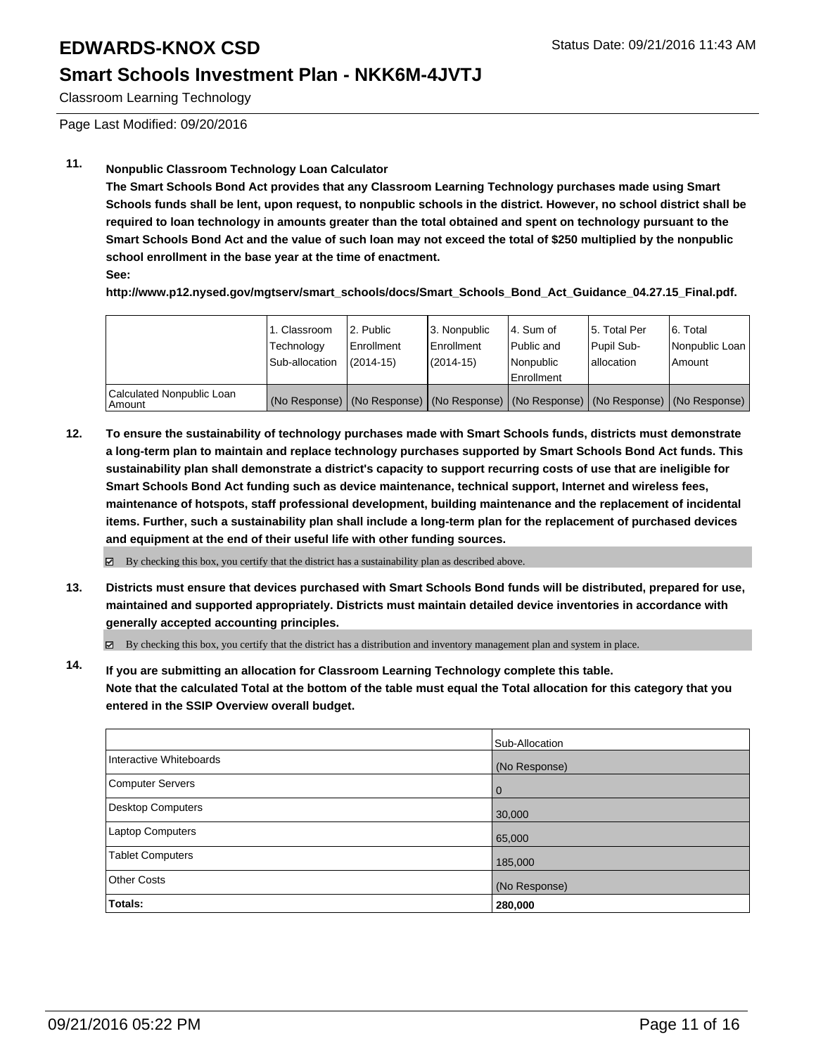Classroom Learning Technology

Page Last Modified: 09/20/2016

**11. Nonpublic Classroom Technology Loan Calculator**

**The Smart Schools Bond Act provides that any Classroom Learning Technology purchases made using Smart Schools funds shall be lent, upon request, to nonpublic schools in the district. However, no school district shall be required to loan technology in amounts greater than the total obtained and spent on technology pursuant to the Smart Schools Bond Act and the value of such loan may not exceed the total of $250 multiplied by the nonpublic school enrollment in the base year at the time of enactment.**

**See:**

**http://www.p12.nysed.gov/mgtserv/smart_schools/docs/Smart_Schools_Bond_Act_Guidance_04.27.15_Final.pdf.**

| | 1. Classroom Technology Sub-allocation | 2. Public Enrollment (2014-15) | 3. Nonpublic Enrollment (2014-15) | 4. Sum of Public and Nonpublic Enrollment | 5. Total Per Pupil Sub-allocation | 6. Total Nonpublic Loan Amount |
|---|---|---|---|---|---|---|
| Calculated Nonpublic Loan Amount | (No Response) | (No Response) | (No Response) | (No Response) | (No Response) | (No Response) |

**12. To ensure the sustainability of technology purchases made with Smart Schools funds, districts must demonstrate a long-term plan to maintain and replace technology purchases supported by Smart Schools Bond Act funds. This sustainability plan shall demonstrate a district's capacity to support recurring costs of use that are ineligible for Smart Schools Bond Act funding such as device maintenance, technical support, Internet and wireless fees, maintenance of hotspots, staff professional development, building maintenance and the replacement of incidental items. Further, such a sustainability plan shall include a long-term plan for the replacement of purchased devices and equipment at the end of their useful life with other funding sources.**

☑ By checking this box, you certify that the district has a sustainability plan as described above.

**13. Districts must ensure that devices purchased with Smart Schools Bond funds will be distributed, prepared for use, maintained and supported appropriately. Districts must maintain detailed device inventories in accordance with generally accepted accounting principles.**

☑ By checking this box, you certify that the district has a distribution and inventory management plan and system in place.

**14. If you are submitting an allocation for Classroom Learning Technology complete this table. Note that the calculated Total at the bottom of the table must equal the Total allocation for this category that you entered in the SSIP Overview overall budget.**

| | Sub-Allocation |
|---|---|
| Interactive Whiteboards | (No Response) |
| Computer Servers | 0 |
| Desktop Computers | 30,000 |
| Laptop Computers | 65,000 |
| Tablet Computers | 185,000 |
| Other Costs | (No Response) |
| **Totals:** | **280,000** |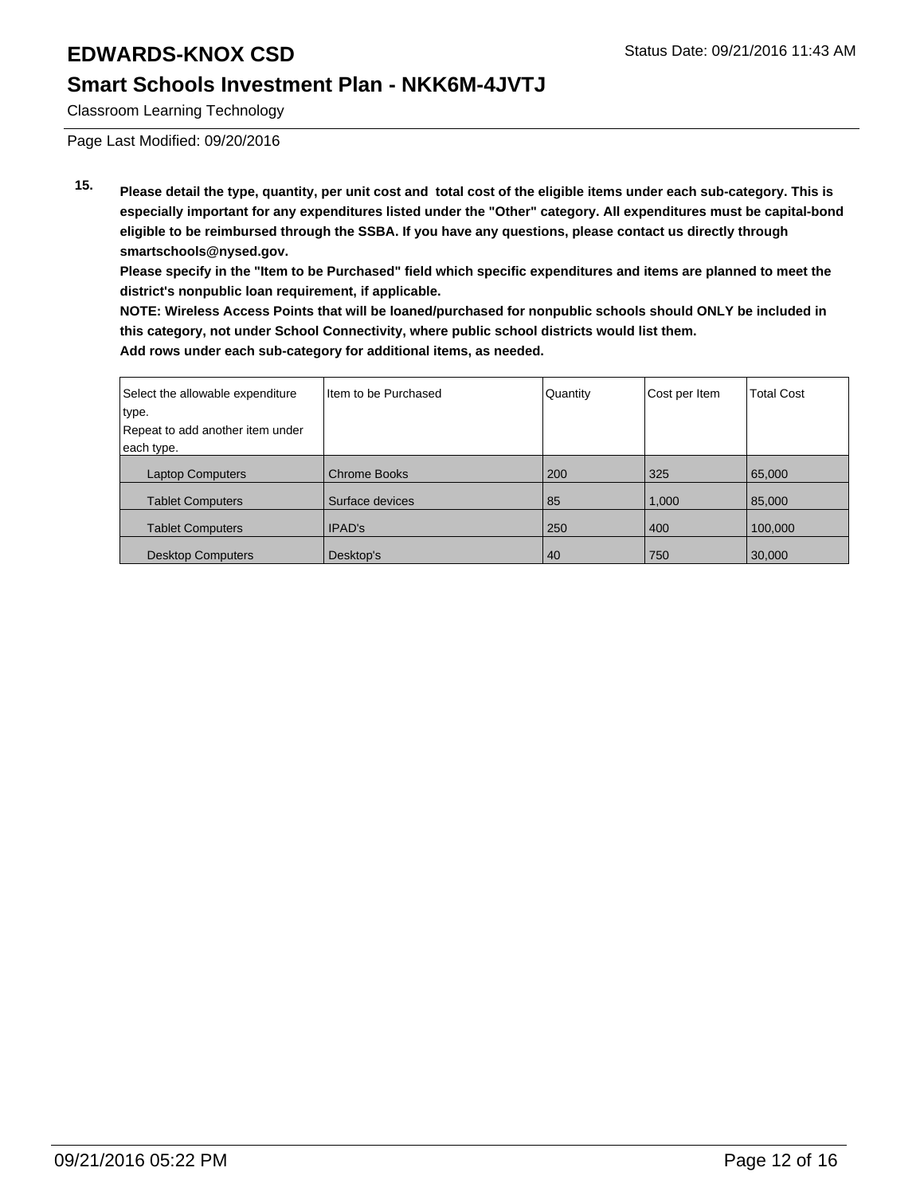# EDWARDS-KNOX CSD

## Smart Schools Investment Plan - NKK6M-4JVTJ

Classroom Learning Technology

Page Last Modified: 09/20/2016

**15.** **Please detail the type, quantity, per unit cost and total cost of the eligible items under each sub-category. This is especially important for any expenditures listed under the "Other" category. All expenditures must be capital-bond eligible to be reimbursed through the SSBA. If you have any questions, please contact us directly through smartschools@nysed.gov.**

**Please specify in the "Item to be Purchased" field which specific expenditures and items are planned to meet the district's nonpublic loan requirement, if applicable.**

**NOTE: Wireless Access Points that will be loaned/purchased for nonpublic schools should ONLY be included in this category, not under School Connectivity, where public school districts would list them.**

**Add rows under each sub-category for additional items, as needed.**

| Select the allowable expenditure type. Repeat to add another item under each type. | Item to be Purchased | Quantity | Cost per Item | Total Cost |
|---|---|---|---|---|
| Laptop Computers | Chrome Books | 200 | 325 | 65,000 |
| Tablet Computers | Surface devices | 85 | 1,000 | 85,000 |
| Tablet Computers | IPAD's | 250 | 400 | 100,000 |
| Desktop Computers | Desktop's | 40 | 750 | 30,000 |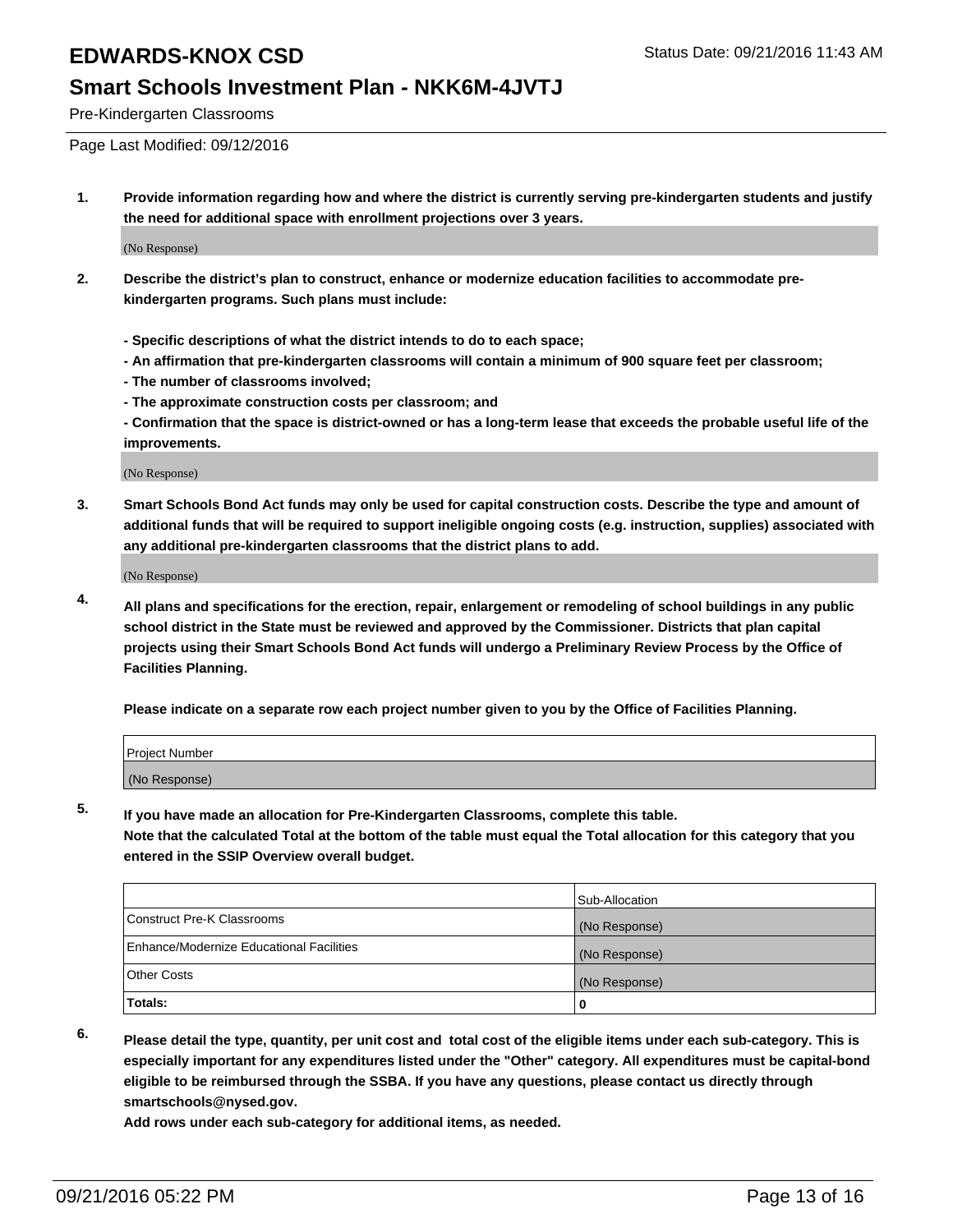# EDWARDS-KNOX CSD

## Smart Schools Investment Plan - NKK6M-4JVTJ

Pre-Kindergarten Classrooms

Status Date: 09/21/2016 11:43 AM

Page Last Modified: 09/12/2016

**1. Provide information regarding how and where the district is currently serving pre-kindergarten students and justify the need for additional space with enrollment projections over 3 years.**

(No Response)

**2. Describe the district's plan to construct, enhance or modernize education facilities to accommodate pre-kindergarten programs. Such plans must include:**

**- Specific descriptions of what the district intends to do to each space;**
**- An affirmation that pre-kindergarten classrooms will contain a minimum of 900 square feet per classroom;**
**- The number of classrooms involved;**
**- The approximate construction costs per classroom; and**
**- Confirmation that the space is district-owned or has a long-term lease that exceeds the probable useful life of the improvements.**

(No Response)

**3. Smart Schools Bond Act funds may only be used for capital construction costs. Describe the type and amount of additional funds that will be required to support ineligible ongoing costs (e.g. instruction, supplies) associated with any additional pre-kindergarten classrooms that the district plans to add.**

(No Response)

**4. All plans and specifications for the erection, repair, enlargement or remodeling of school buildings in any public school district in the State must be reviewed and approved by the Commissioner. Districts that plan capital projects using their Smart Schools Bond Act funds will undergo a Preliminary Review Process by the Office of Facilities Planning.**

**Please indicate on a separate row each project number given to you by the Office of Facilities Planning.**

| Project Number |
|---|
| (No Response) |

**5. If you have made an allocation for Pre-Kindergarten Classrooms, complete this table. Note that the calculated Total at the bottom of the table must equal the Total allocation for this category that you entered in the SSIP Overview overall budget.**

| | Sub-Allocation |
|---|---|
| Construct Pre-K Classrooms | (No Response) |
| Enhance/Modernize Educational Facilities | (No Response) |
| Other Costs | (No Response) |
| **Totals:** | **0** |

**6. Please detail the type, quantity, per unit cost and total cost of the eligible items under each sub-category. This is especially important for any expenditures listed under the "Other" category. All expenditures must be capital-bond eligible to be reimbursed through the SSBA. If you have any questions, please contact us directly through smartschools@nysed.gov.**

**Add rows under each sub-category for additional items, as needed.**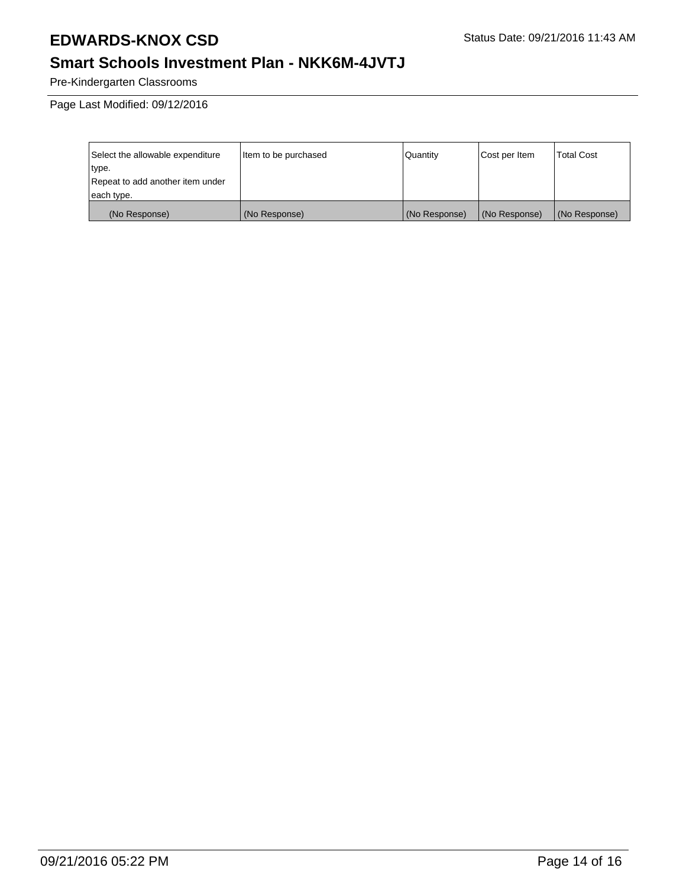# EDWARDS-KNOX CSD

## Smart Schools Investment Plan - NKK6M-4JVTJ

Status Date: 09/21/2016 11:43 AM

Pre-Kindergarten Classrooms

Page Last Modified: 09/12/2016

| Select the allowable expenditure type. Repeat to add another item under each type. | Item to be purchased | Quantity | Cost per Item | Total Cost |
|---|---|---|---|---|
| (No Response) | (No Response) | (No Response) | (No Response) | (No Response) |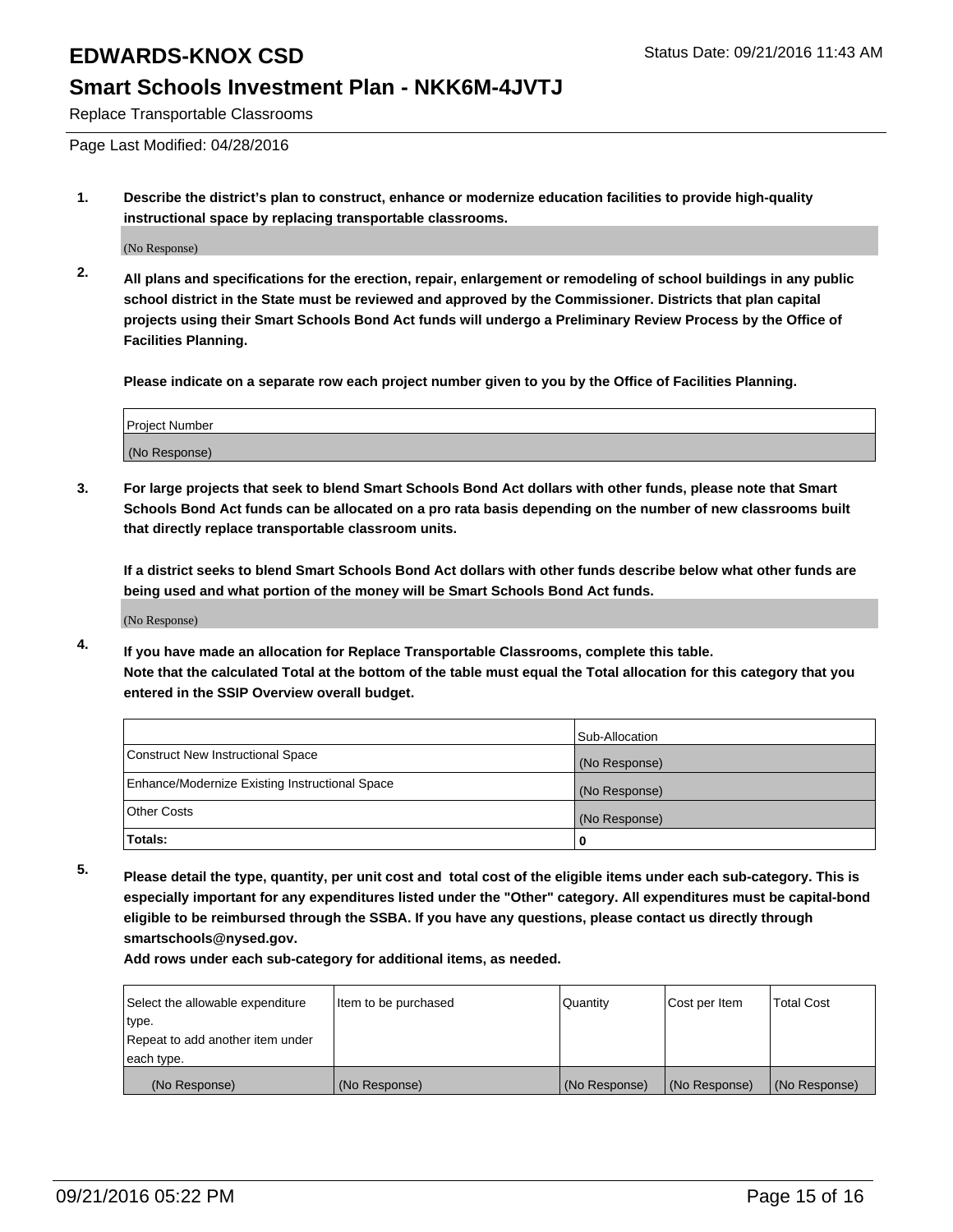# EDWARDS-KNOX CSD

Status Date: 09/21/2016 11:43 AM

## Smart Schools Investment Plan - NKK6M-4JVTJ

Replace Transportable Classrooms

Page Last Modified: 04/28/2016

1. **Describe the district's plan to construct, enhance or modernize education facilities to provide high-quality instructional space by replacing transportable classrooms.**

   (No Response)

2. **All plans and specifications for the erection, repair, enlargement or remodeling of school buildings in any public school district in the State must be reviewed and approved by the Commissioner. Districts that plan capital projects using their Smart Schools Bond Act funds will undergo a Preliminary Review Process by the Office of Facilities Planning.**

   **Please indicate on a separate row each project number given to you by the Office of Facilities Planning.**

| Project Number |
|---|
| (No Response) |

3. **For large projects that seek to blend Smart Schools Bond Act dollars with other funds, please note that Smart Schools Bond Act funds can be allocated on a pro rata basis depending on the number of new classrooms built that directly replace transportable classroom units.**

   **If a district seeks to blend Smart Schools Bond Act dollars with other funds describe below what other funds are being used and what portion of the money will be Smart Schools Bond Act funds.**

   (No Response)

4. **If you have made an allocation for Replace Transportable Classrooms, complete this table.**
   **Note that the calculated Total at the bottom of the table must equal the Total allocation for this category that you entered in the SSIP Overview overall budget.**

| | Sub-Allocation |
|---|---|
| Construct New Instructional Space | (No Response) |
| Enhance/Modernize Existing Instructional Space | (No Response) |
| Other Costs | (No Response) |
| **Totals:** | **0** |

5. **Please detail the type, quantity, per unit cost and total cost of the eligible items under each sub-category. This is especially important for any expenditures listed under the "Other" category. All expenditures must be capital-bond eligible to be reimbursed through the SSBA. If you have any questions, please contact us directly through smartschools@nysed.gov.**
   **Add rows under each sub-category for additional items, as needed.**

| Select the allowable expenditure type. Repeat to add another item under each type. | Item to be purchased | Quantity | Cost per Item | Total Cost |
|---|---|---|---|---|
| (No Response) | (No Response) | (No Response) | (No Response) | (No Response) |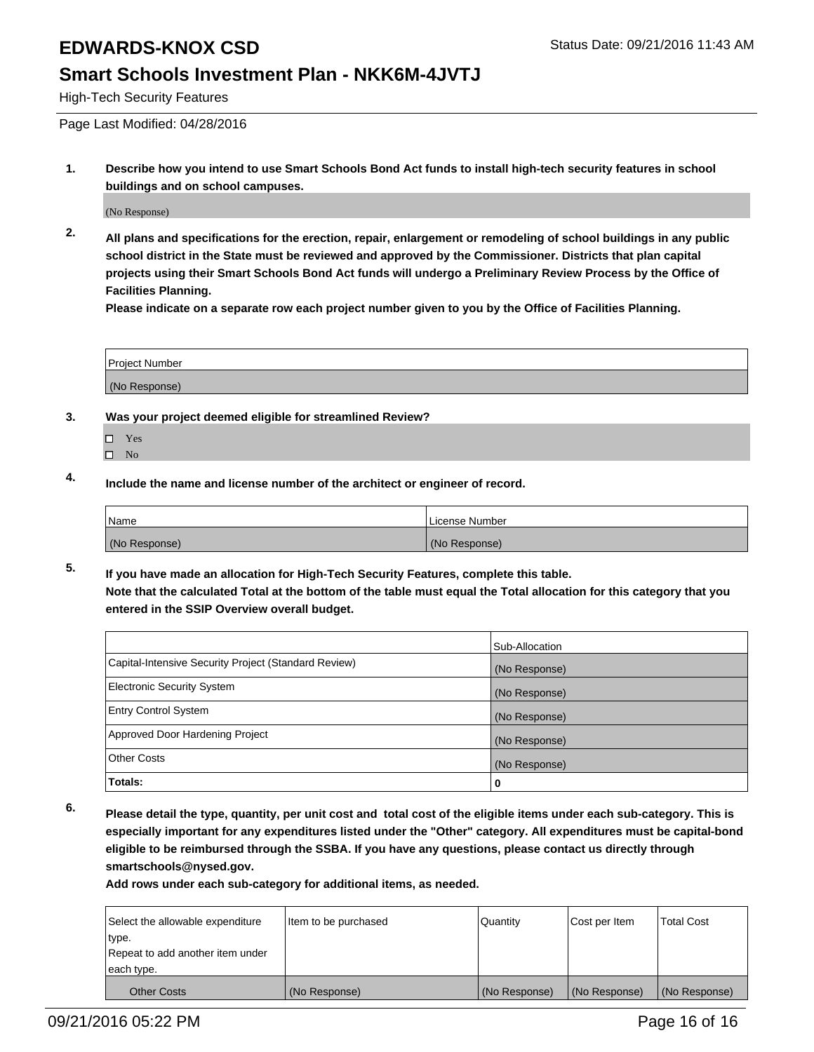# EDWARDS-KNOX CSD

Status Date: 09/21/2016 11:43 AM

## Smart Schools Investment Plan - NKK6M-4JVTJ

High-Tech Security Features

Page Last Modified: 04/28/2016

**1. Describe how you intend to use Smart Schools Bond Act funds to install high-tech security features in school buildings and on school campuses.**

(No Response)

**2. All plans and specifications for the erection, repair, enlargement or remodeling of school buildings in any public school district in the State must be reviewed and approved by the Commissioner. Districts that plan capital projects using their Smart Schools Bond Act funds will undergo a Preliminary Review Process by the Office of Facilities Planning.**

**Please indicate on a separate row each project number given to you by the Office of Facilities Planning.**

| Project Number |
|---|
| (No Response) |

**3. Was your project deemed eligible for streamlined Review?**

- ☐ Yes
- ☐ No

**4. Include the name and license number of the architect or engineer of record.**

| Name | License Number |
|---|---|
| (No Response) | (No Response) |

**5. If you have made an allocation for High-Tech Security Features, complete this table.**
**Note that the calculated Total at the bottom of the table must equal the Total allocation for this category that you entered in the SSIP Overview overall budget.**

| | Sub-Allocation |
|---|---|
| Capital-Intensive Security Project (Standard Review) | (No Response) |
| Electronic Security System | (No Response) |
| Entry Control System | (No Response) |
| Approved Door Hardening Project | (No Response) |
| Other Costs | (No Response) |
| **Totals:** | **0** |

**6. Please detail the type, quantity, per unit cost and total cost of the eligible items under each sub-category. This is especially important for any expenditures listed under the "Other" category. All expenditures must be capital-bond eligible to be reimbursed through the SSBA. If you have any questions, please contact us directly through smartschools@nysed.gov.**

**Add rows under each sub-category for additional items, as needed.**

| Select the allowable expenditure type. Repeat to add another item under each type. | Item to be purchased | Quantity | Cost per Item | Total Cost |
|---|---|---|---|---|
| Other Costs | (No Response) | (No Response) | (No Response) | (No Response) |